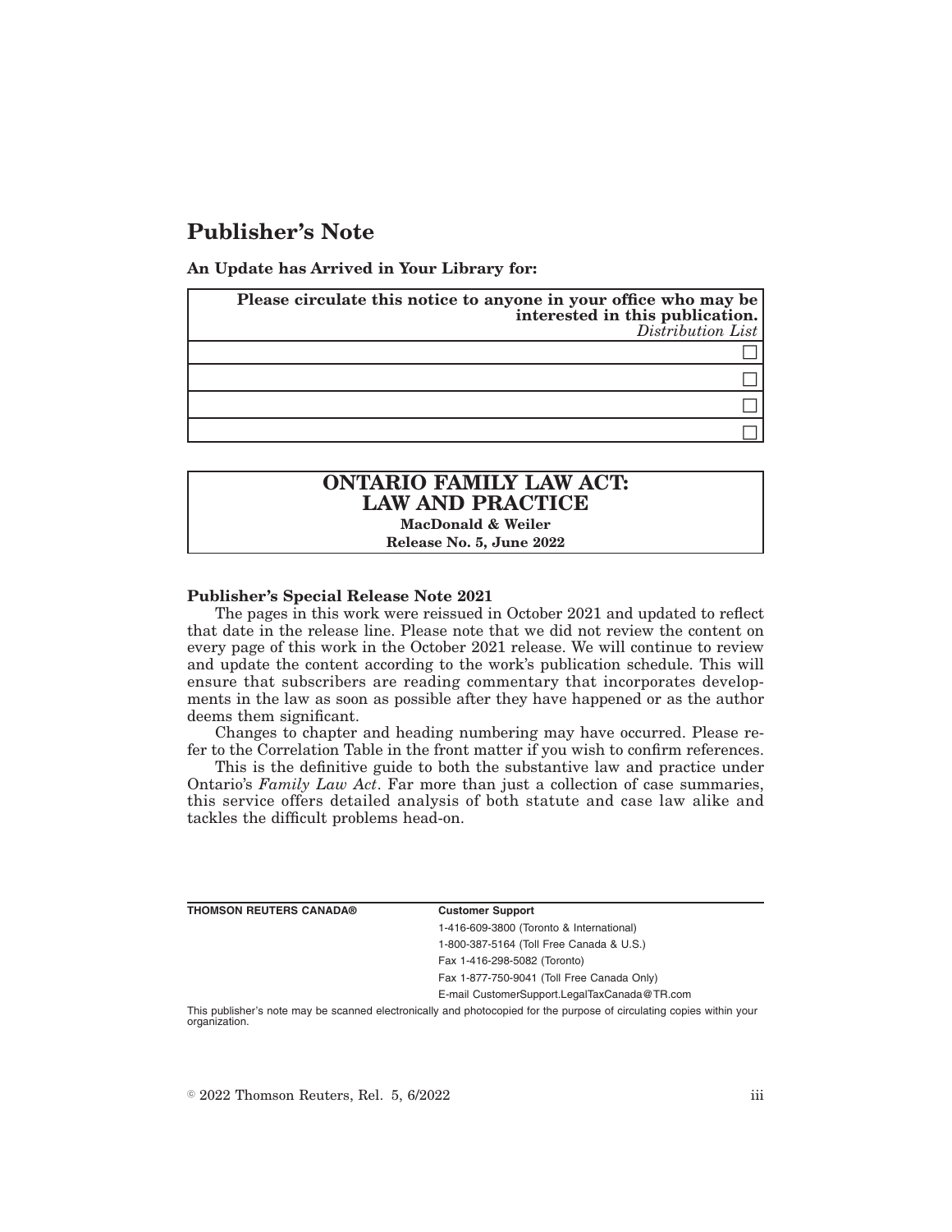# Publisher's Note

**An Update has Arrived in Your Library for:**

| **Please circulate this notice to anyone in your office who may be interested in this publication.** *Distribution List* |
|---|
| ☐ |
| ☐ |
| ☐ |
| ☐ |

## ONTARIO FAMILY LAW ACT: LAW AND PRACTICE

**MacDonald & Weiler**

**Release No. 5, June 2022**

**Publisher's Special Release Note 2021**

The pages in this work were reissued in October 2021 and updated to reflect that date in the release line. Please note that we did not review the content on every page of this work in the October 2021 release. We will continue to review and update the content according to the work's publication schedule. This will ensure that subscribers are reading commentary that incorporates developments in the law as soon as possible after they have happened or as the author deems them significant.

Changes to chapter and heading numbering may have occurred. Please refer to the Correlation Table in the front matter if you wish to confirm references.

This is the definitive guide to both the substantive law and practice under Ontario's *Family Law Act*. Far more than just a collection of case summaries, this service offers detailed analysis of both statute and case law alike and tackles the difficult problems head-on.

**THOMSON REUTERS CANADA®**

**Customer Support**

1-416-609-3800 (Toronto & International)

1-800-387-5164 (Toll Free Canada & U.S.)

Fax 1-416-298-5082 (Toronto)

Fax 1-877-750-9041 (Toll Free Canada Only)

E-mail CustomerSupport.LegalTaxCanada@TR.com

This publisher's note may be scanned electronically and photocopied for the purpose of circulating copies within your organization.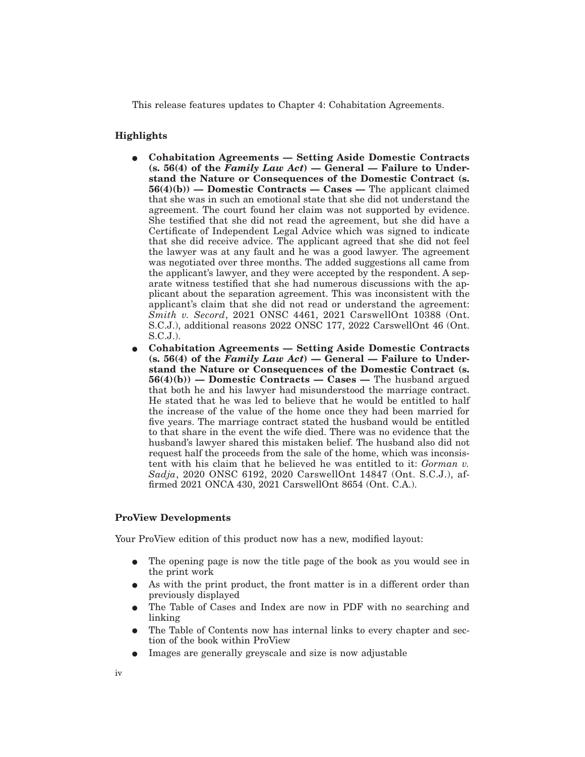This release features updates to Chapter 4: Cohabitation Agreements.

### Highlights

- **Cohabitation Agreements — Setting Aside Domestic Contracts (s. 56(4) of the *Family Law Act*) — General — Failure to Understand the Nature or Consequences of the Domestic Contract (s. 56(4)(b)) — Domestic Contracts — Cases —** The applicant claimed that she was in such an emotional state that she did not understand the agreement. The court found her claim was not supported by evidence. She testified that she did not read the agreement, but she did have a Certificate of Independent Legal Advice which was signed to indicate that she did receive advice. The applicant agreed that she did not feel the lawyer was at any fault and he was a good lawyer. The agreement was negotiated over three months. The added suggestions all came from the applicant's lawyer, and they were accepted by the respondent. A separate witness testified that she had numerous discussions with the applicant about the separation agreement. This was inconsistent with the applicant's claim that she did not read or understand the agreement: *Smith v. Secord*, 2021 ONSC 4461, 2021 CarswellOnt 10388 (Ont. S.C.J.), additional reasons 2022 ONSC 177, 2022 CarswellOnt 46 (Ont. S.C.J.).
- **Cohabitation Agreements — Setting Aside Domestic Contracts (s. 56(4) of the *Family Law Act*) — General — Failure to Understand the Nature or Consequences of the Domestic Contract (s. 56(4)(b)) — Domestic Contracts — Cases —** The husband argued that both he and his lawyer had misunderstood the marriage contract. He stated that he was led to believe that he would be entitled to half the increase of the value of the home once they had been married for five years. The marriage contract stated the husband would be entitled to that share in the event the wife died. There was no evidence that the husband's lawyer shared this mistaken belief. The husband also did not request half the proceeds from the sale of the home, which was inconsistent with his claim that he believed he was entitled to it: *Gorman v. Sadja*, 2020 ONSC 6192, 2020 CarswellOnt 14847 (Ont. S.C.J.), affirmed 2021 ONCA 430, 2021 CarswellOnt 8654 (Ont. C.A.).

### ProView Developments

Your ProView edition of this product now has a new, modified layout:

- The opening page is now the title page of the book as you would see in the print work
- As with the print product, the front matter is in a different order than previously displayed
- The Table of Cases and Index are now in PDF with no searching and linking
- The Table of Contents now has internal links to every chapter and section of the book within ProView
- Images are generally greyscale and size is now adjustable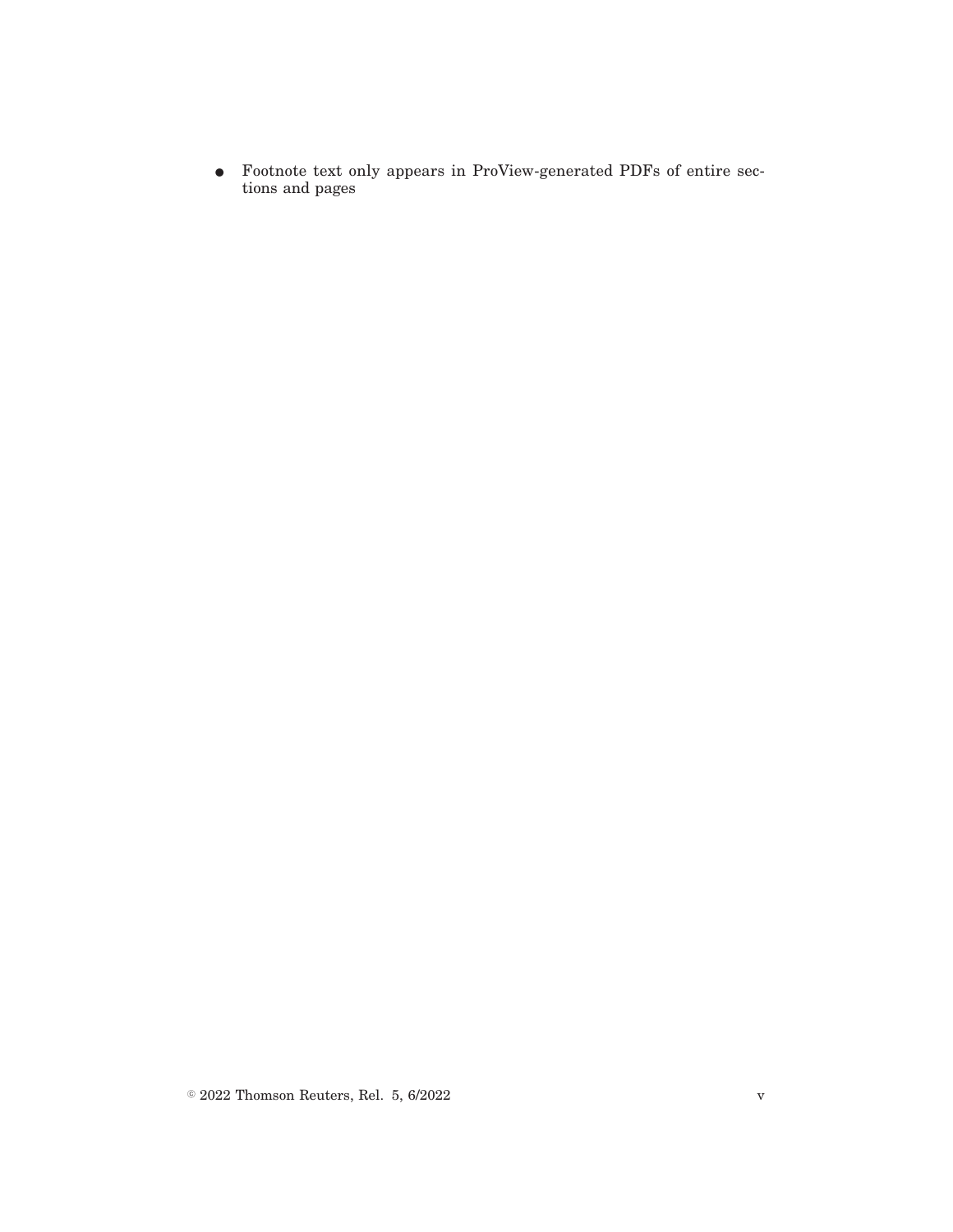- Footnote text only appears in ProView-generated PDFs of entire sections and pages